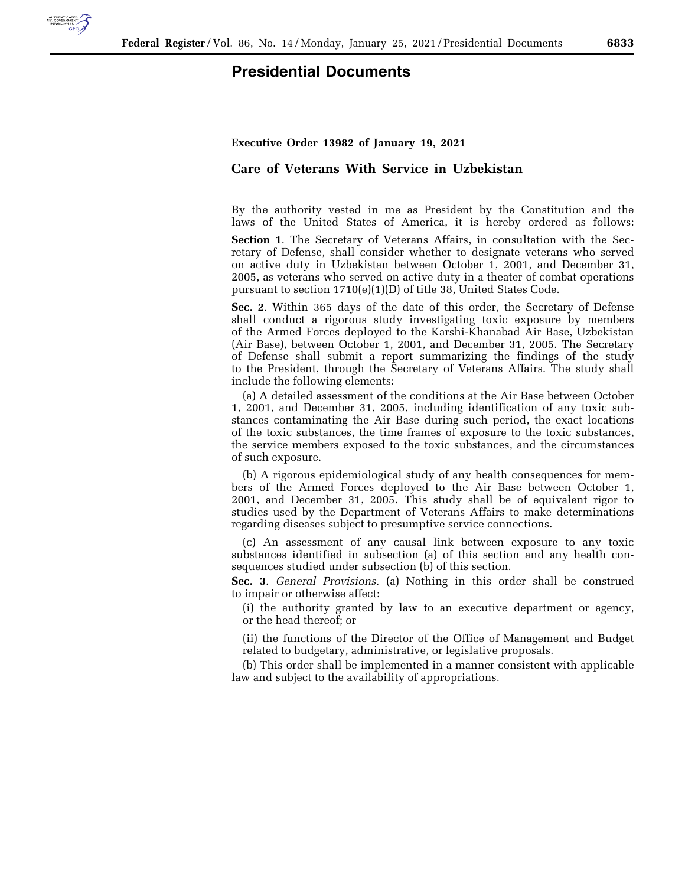# Presidential Documents

**Executive Order 13982 of January 19, 2021**

## Care of Veterans With Service in Uzbekistan

By the authority vested in me as President by the Constitution and the laws of the United States of America, it is hereby ordered as follows:

**Section 1**. The Secretary of Veterans Affairs, in consultation with the Secretary of Defense, shall consider whether to designate veterans who served on active duty in Uzbekistan between October 1, 2001, and December 31, 2005, as veterans who served on active duty in a theater of combat operations pursuant to section 1710(e)(1)(D) of title 38, United States Code.

**Sec. 2**. Within 365 days of the date of this order, the Secretary of Defense shall conduct a rigorous study investigating toxic exposure by members of the Armed Forces deployed to the Karshi-Khanabad Air Base, Uzbekistan (Air Base), between October 1, 2001, and December 31, 2005. The Secretary of Defense shall submit a report summarizing the findings of the study to the President, through the Secretary of Veterans Affairs. The study shall include the following elements:

(a) A detailed assessment of the conditions at the Air Base between October 1, 2001, and December 31, 2005, including identification of any toxic substances contaminating the Air Base during such period, the exact locations of the toxic substances, the time frames of exposure to the toxic substances, the service members exposed to the toxic substances, and the circumstances of such exposure.

(b) A rigorous epidemiological study of any health consequences for members of the Armed Forces deployed to the Air Base between October 1, 2001, and December 31, 2005. This study shall be of equivalent rigor to studies used by the Department of Veterans Affairs to make determinations regarding diseases subject to presumptive service connections.

(c) An assessment of any causal link between exposure to any toxic substances identified in subsection (a) of this section and any health consequences studied under subsection (b) of this section.

**Sec. 3**. *General Provisions.* (a) Nothing in this order shall be construed to impair or otherwise affect:

(i) the authority granted by law to an executive department or agency, or the head thereof; or

(ii) the functions of the Director of the Office of Management and Budget related to budgetary, administrative, or legislative proposals.

(b) This order shall be implemented in a manner consistent with applicable law and subject to the availability of appropriations.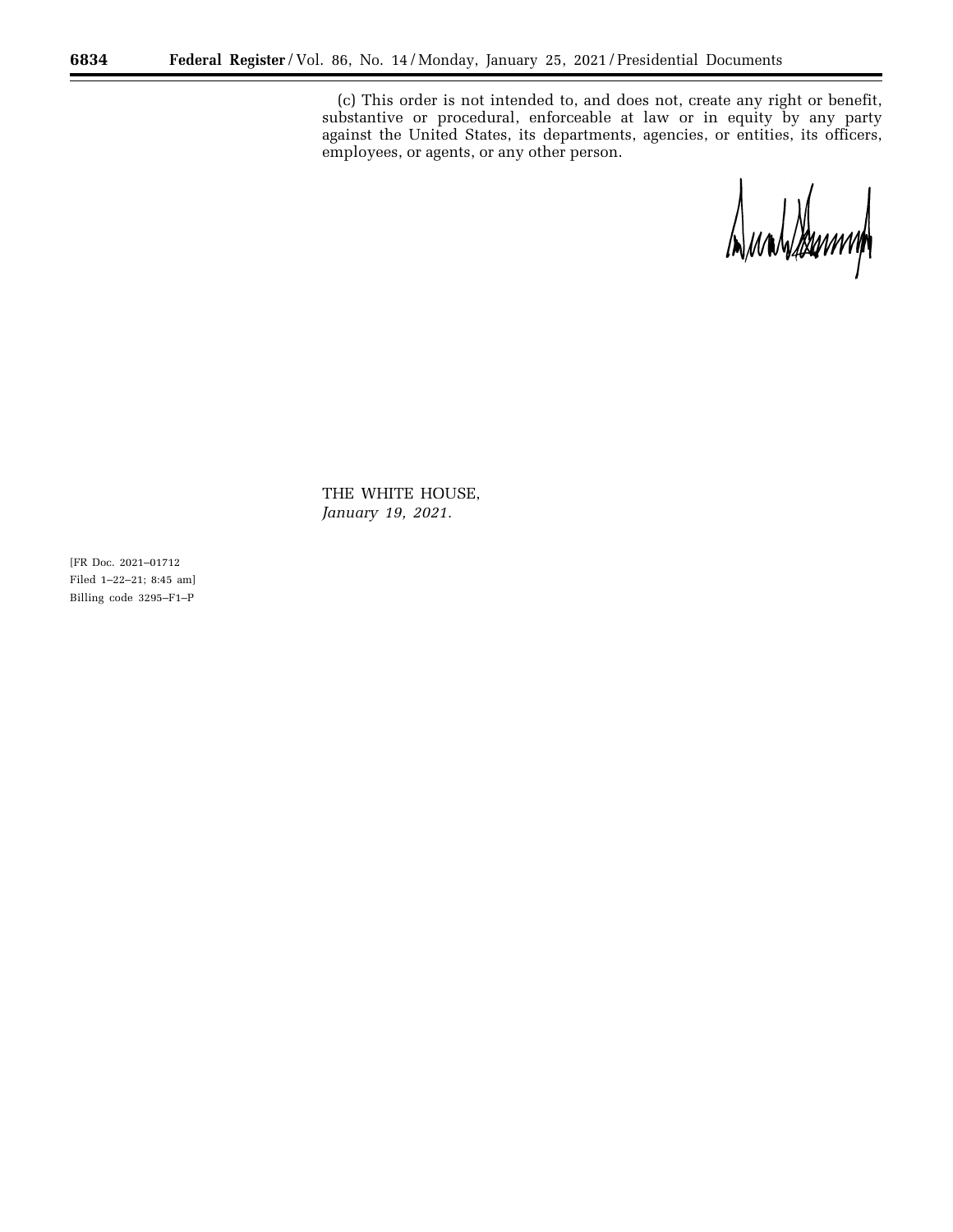(c) This order is not intended to, and does not, create any right or benefit, substantive or procedural, enforceable at law or in equity by any party against the United States, its departments, agencies, or entities, its officers, employees, or agents, or any other person.

THE WHITE HOUSE,
*January 19, 2021.*

[FR Doc. 2021–01712
Filed 1–22–21; 8:45 am]
Billing code 3295–F1–P